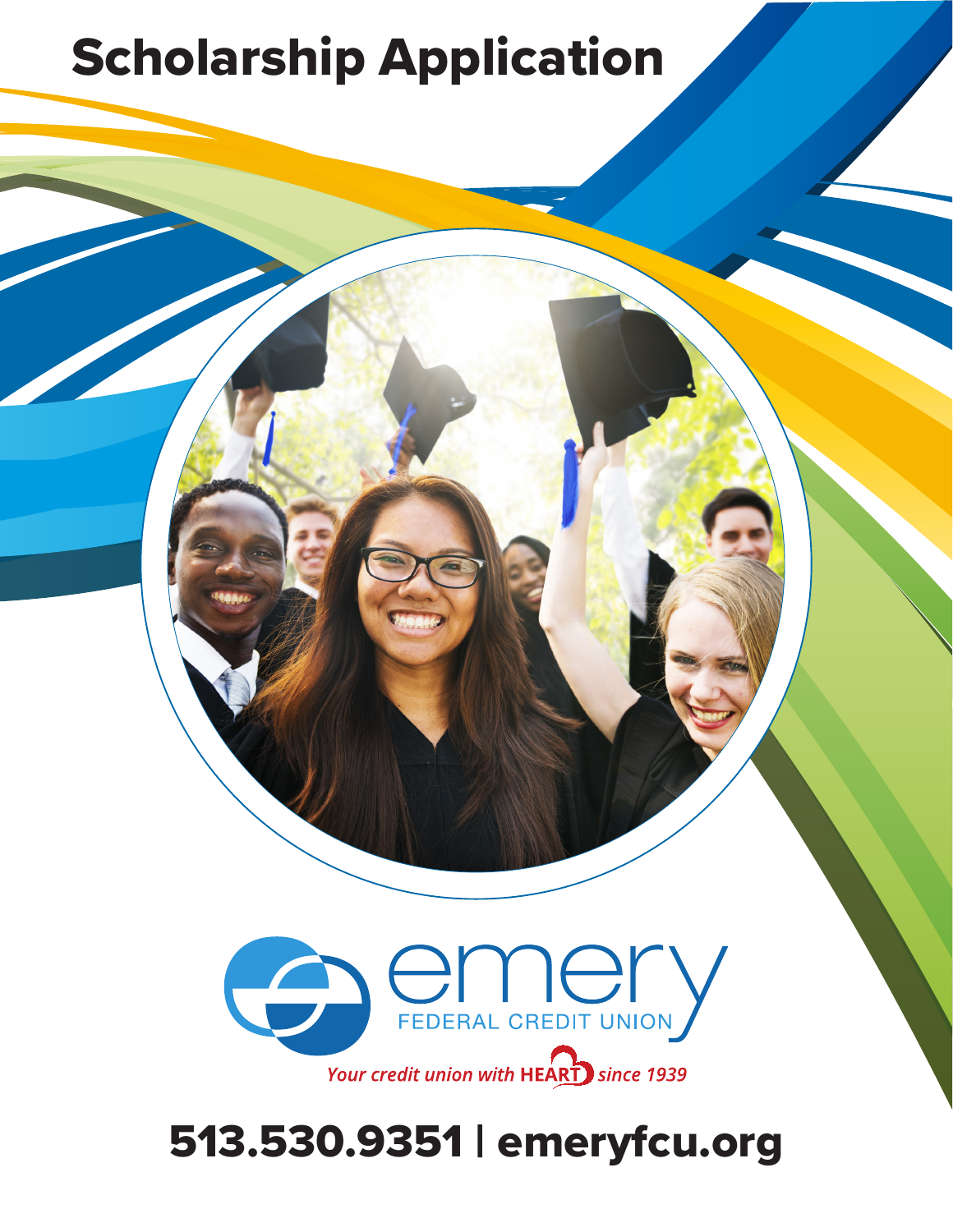# Scholarship Application

emery
FEDERAL CREDIT UNION

*Your credit union with* ***HEART*** *since 1939*

**513.530.9351 | emeryfcu.org**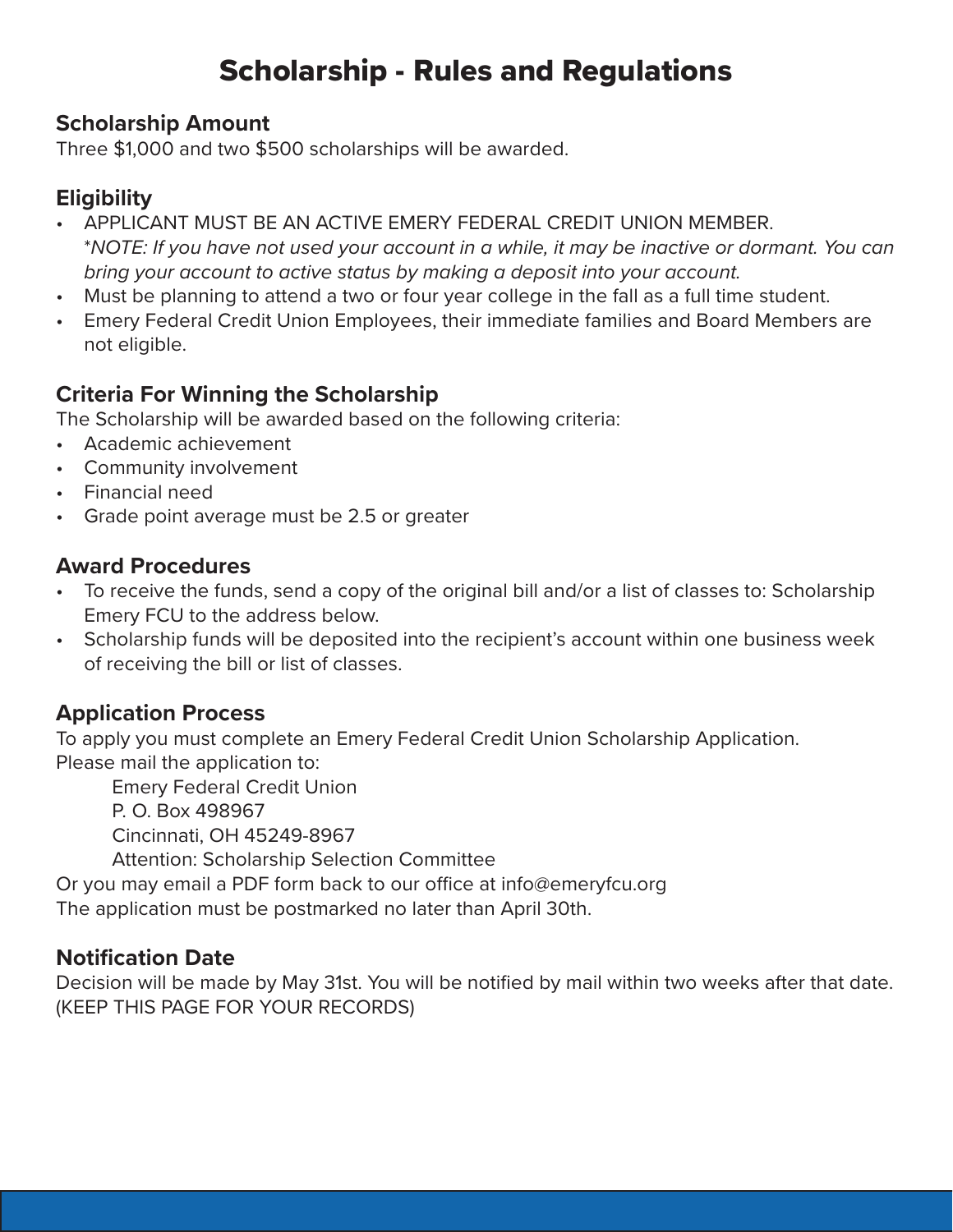# Scholarship - Rules and Regulations

## Scholarship Amount

Three $1,000 and two $500 scholarships will be awarded.

## Eligibility

- APPLICANT MUST BE AN ACTIVE EMERY FEDERAL CREDIT UNION MEMBER.
  *\*NOTE: If you have not used your account in a while, it may be inactive or dormant. You can bring your account to active status by making a deposit into your account.*
- Must be planning to attend a two or four year college in the fall as a full time student.
- Emery Federal Credit Union Employees, their immediate families and Board Members are not eligible.

## Criteria For Winning the Scholarship

The Scholarship will be awarded based on the following criteria:

- Academic achievement
- Community involvement
- Financial need
- Grade point average must be 2.5 or greater

## Award Procedures

- To receive the funds, send a copy of the original bill and/or a list of classes to: Scholarship Emery FCU to the address below.
- Scholarship funds will be deposited into the recipient's account within one business week of receiving the bill or list of classes.

## Application Process

To apply you must complete an Emery Federal Credit Union Scholarship Application.
Please mail the application to:

> Emery Federal Credit Union
> P. O. Box 498967
> Cincinnati, OH 45249-8967
> Attention: Scholarship Selection Committee

Or you may email a PDF form back to our office at info@emeryfcu.org
The application must be postmarked no later than April 30th.

## Notification Date

Decision will be made by May 31st. You will be notified by mail within two weeks after that date.
(KEEP THIS PAGE FOR YOUR RECORDS)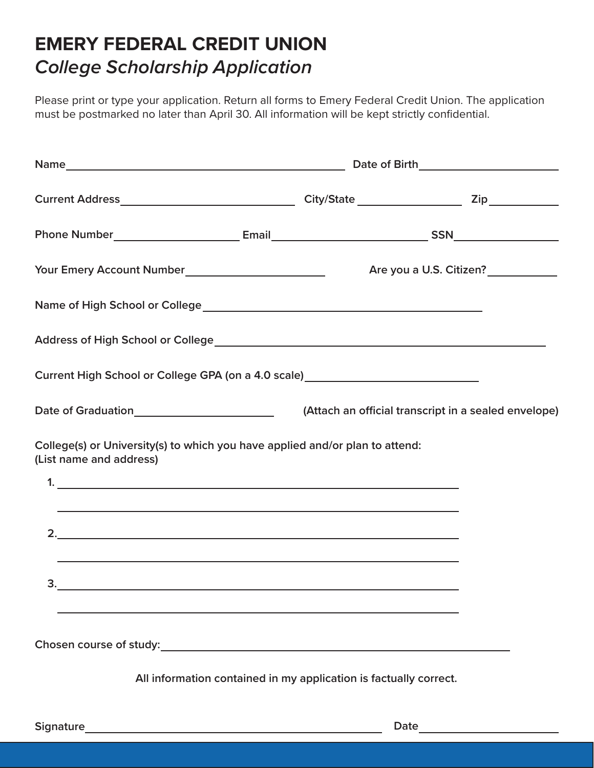# EMERY FEDERAL CREDIT UNION

## *College Scholarship Application*

Please print or type your application. Return all forms to Emery Federal Credit Union. The application must be postmarked no later than April 30. All information will be kept strictly confidential.

**Name**\_\_\_\_\_\_\_\_\_\_\_\_\_\_\_\_\_\_\_\_\_\_\_\_\_\_\_\_\_\_\_\_\_\_\_\_\_\_\_\_ **Date of Birth**\_\_\_\_\_\_\_\_\_\_\_\_\_\_\_\_\_\_\_\_

**Current Address**\_\_\_\_\_\_\_\_\_\_\_\_\_\_\_\_\_\_\_\_\_\_\_\_\_ **City/State** \_\_\_\_\_\_\_\_\_\_\_\_\_\_\_ **Zip**\_\_\_\_\_\_\_\_\_\_

**Phone Number**\_\_\_\_\_\_\_\_\_\_\_\_\_\_\_\_\_\_ **Email**\_\_\_\_\_\_\_\_\_\_\_\_\_\_\_\_\_\_\_\_\_\_\_ **SSN**\_\_\_\_\_\_\_\_\_\_\_\_\_\_\_

**Your Emery Account Number**\_\_\_\_\_\_\_\_\_\_\_\_\_\_\_\_\_\_\_\_ **Are you a U.S. Citizen?**\_\_\_\_\_\_\_\_\_\_

**Name of High School or College**\_\_\_\_\_\_\_\_\_\_\_\_\_\_\_\_\_\_\_\_\_\_\_\_\_\_\_\_\_\_\_\_\_\_\_\_\_\_\_\_

**Address of High School or College**\_\_\_\_\_\_\_\_\_\_\_\_\_\_\_\_\_\_\_\_\_\_\_\_\_\_\_\_\_\_\_\_\_\_\_\_\_\_\_\_\_\_\_\_\_

**Current High School or College GPA (on a 4.0 scale)**\_\_\_\_\_\_\_\_\_\_\_\_\_\_\_\_\_\_\_\_\_\_\_\_

**Date of Graduation**\_\_\_\_\_\_\_\_\_\_\_\_\_\_\_\_\_\_\_\_ **(Attach an official transcript in a sealed envelope)**

**College(s) or University(s) to which you have applied and/or plan to attend:**
**(List name and address)**

1. \_\_\_\_\_\_\_\_\_\_\_\_\_\_\_\_\_\_\_\_\_\_\_\_\_\_\_\_\_\_\_\_\_\_\_\_\_\_\_\_\_\_\_\_\_\_\_\_\_\_\_\_\_\_\_\_
   \_\_\_\_\_\_\_\_\_\_\_\_\_\_\_\_\_\_\_\_\_\_\_\_\_\_\_\_\_\_\_\_\_\_\_\_\_\_\_\_\_\_\_\_\_\_\_\_\_\_\_\_\_\_\_\_
2. \_\_\_\_\_\_\_\_\_\_\_\_\_\_\_\_\_\_\_\_\_\_\_\_\_\_\_\_\_\_\_\_\_\_\_\_\_\_\_\_\_\_\_\_\_\_\_\_\_\_\_\_\_\_\_\_
   \_\_\_\_\_\_\_\_\_\_\_\_\_\_\_\_\_\_\_\_\_\_\_\_\_\_\_\_\_\_\_\_\_\_\_\_\_\_\_\_\_\_\_\_\_\_\_\_\_\_\_\_\_\_\_\_
3. \_\_\_\_\_\_\_\_\_\_\_\_\_\_\_\_\_\_\_\_\_\_\_\_\_\_\_\_\_\_\_\_\_\_\_\_\_\_\_\_\_\_\_\_\_\_\_\_\_\_\_\_\_\_\_\_
   \_\_\_\_\_\_\_\_\_\_\_\_\_\_\_\_\_\_\_\_\_\_\_\_\_\_\_\_\_\_\_\_\_\_\_\_\_\_\_\_\_\_\_\_\_\_\_\_\_\_\_\_\_\_\_\_

**Chosen course of study:**\_\_\_\_\_\_\_\_\_\_\_\_\_\_\_\_\_\_\_\_\_\_\_\_\_\_\_\_\_\_\_\_\_\_\_\_\_\_\_\_\_\_\_\_\_\_\_\_

**All information contained in my application is factually correct.**

**Signature**\_\_\_\_\_\_\_\_\_\_\_\_\_\_\_\_\_\_\_\_\_\_\_\_\_\_\_\_\_\_\_\_\_\_\_\_\_\_\_\_\_\_ **Date**\_\_\_\_\_\_\_\_\_\_\_\_\_\_\_\_\_\_\_\_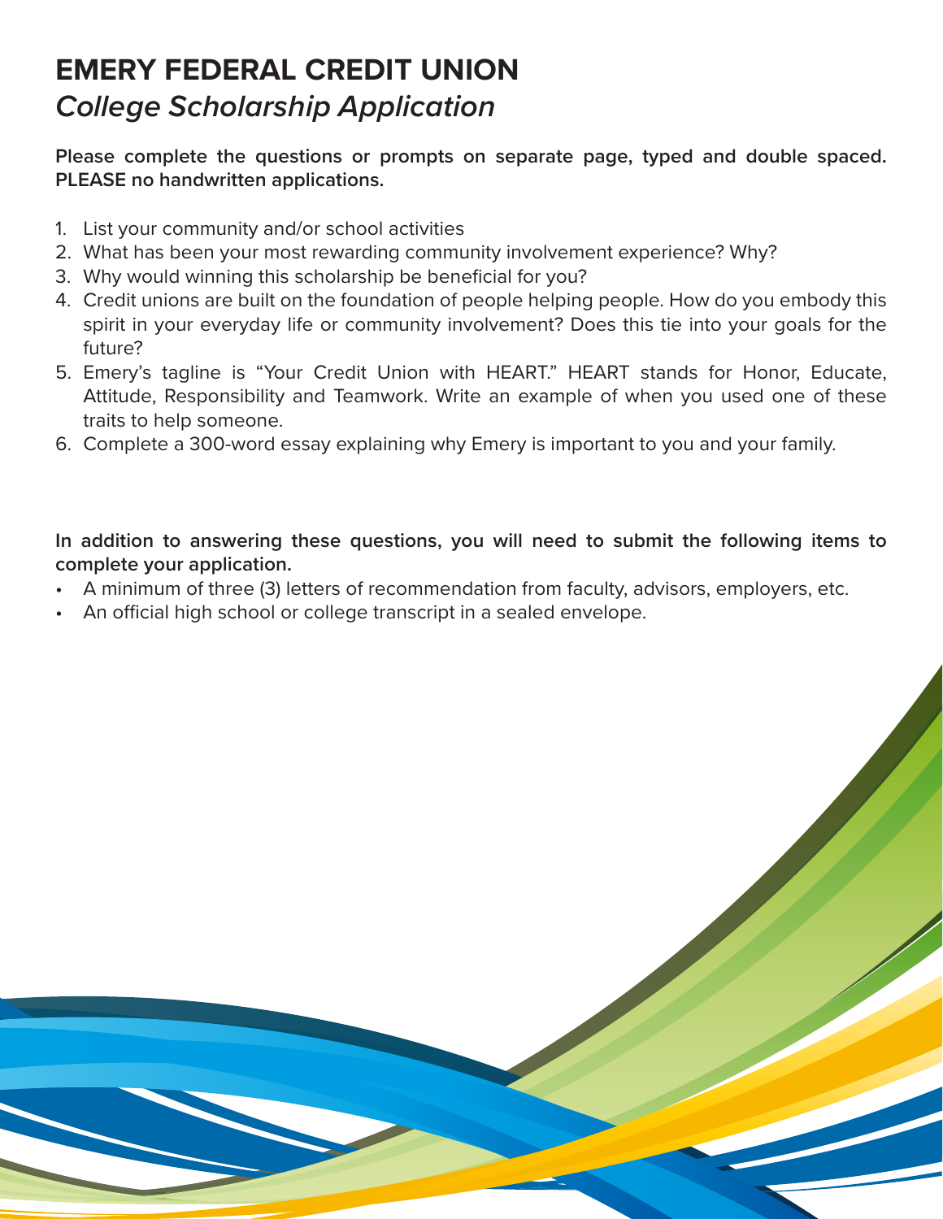# EMERY FEDERAL CREDIT UNION

## *College Scholarship Application*

**Please complete the questions or prompts on separate page, typed and double spaced. PLEASE no handwritten applications.**

1. List your community and/or school activities
2. What has been your most rewarding community involvement experience? Why?
3. Why would winning this scholarship be beneficial for you?
4. Credit unions are built on the foundation of people helping people. How do you embody this spirit in your everyday life or community involvement? Does this tie into your goals for the future?
5. Emery's tagline is "Your Credit Union with HEART." HEART stands for Honor, Educate, Attitude, Responsibility and Teamwork. Write an example of when you used one of these traits to help someone.
6. Complete a 300-word essay explaining why Emery is important to you and your family.

**In addition to answering these questions, you will need to submit the following items to complete your application.**

- A minimum of three (3) letters of recommendation from faculty, advisors, employers, etc.
- An official high school or college transcript in a sealed envelope.